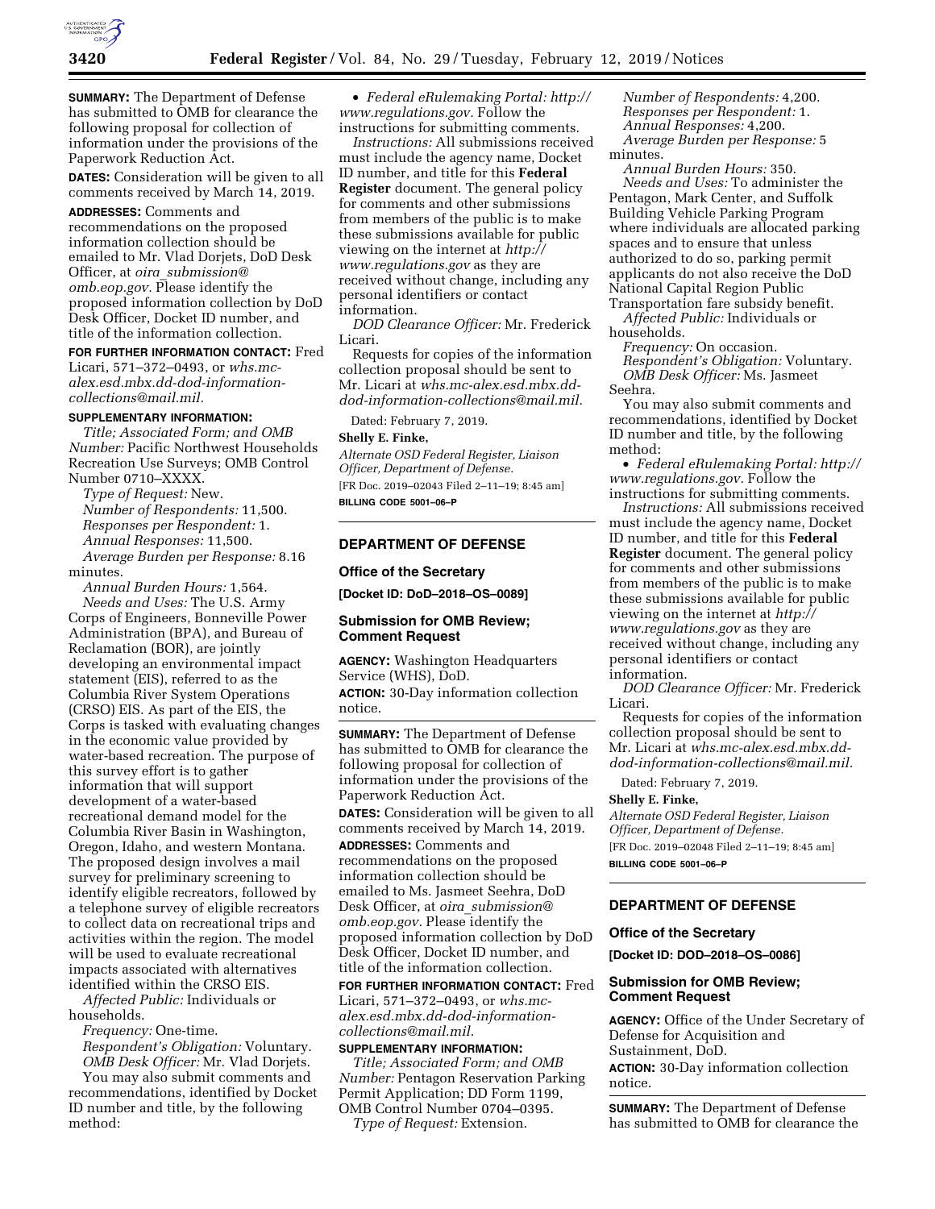**SUMMARY:** The Department of Defense has submitted to OMB for clearance the following proposal for collection of information under the provisions of the Paperwork Reduction Act.

**DATES:** Consideration will be given to all comments received by March 14, 2019.

**ADDRESSES:** Comments and recommendations on the proposed information collection should be emailed to Mr. Vlad Dorjets, DoD Desk Officer, at *oira_submission@omb.eop.gov.* Please identify the proposed information collection by DoD Desk Officer, Docket ID number, and title of the information collection.

**FOR FURTHER INFORMATION CONTACT:** Fred Licari, 571–372–0493, or *whs.mc-alex.esd.mbx.dd-dod-information-collections@mail.mil.*

**SUPPLEMENTARY INFORMATION:**

*Title; Associated Form; and OMB Number:* Pacific Northwest Households Recreation Use Surveys; OMB Control Number 0710–XXXX.

*Type of Request:* New.

*Number of Respondents:* 11,500.

*Responses per Respondent:* 1.

*Annual Responses:* 11,500.

*Average Burden per Response:* 8.16 minutes.

*Annual Burden Hours:* 1,564.

*Needs and Uses:* The U.S. Army Corps of Engineers, Bonneville Power Administration (BPA), and Bureau of Reclamation (BOR), are jointly developing an environmental impact statement (EIS), referred to as the Columbia River System Operations (CRSO) EIS. As part of the EIS, the Corps is tasked with evaluating changes in the economic value provided by water-based recreation. The purpose of this survey effort is to gather information that will support development of a water-based recreational demand model for the Columbia River Basin in Washington, Oregon, Idaho, and western Montana. The proposed design involves a mail survey for preliminary screening to identify eligible recreators, followed by a telephone survey of eligible recreators to collect data on recreational trips and activities within the region. The model will be used to evaluate recreational impacts associated with alternatives identified within the CRSO EIS.

*Affected Public:* Individuals or households.

*Frequency:* One-time.

*Respondent's Obligation:* Voluntary.

*OMB Desk Officer:* Mr. Vlad Dorjets.

You may also submit comments and recommendations, identified by Docket ID number and title, by the following method:

- *Federal eRulemaking Portal: http://www.regulations.gov.* Follow the instructions for submitting comments.

*Instructions:* All submissions received must include the agency name, Docket ID number, and title for this **Federal Register** document. The general policy for comments and other submissions from members of the public is to make these submissions available for public viewing on the internet at *http://www.regulations.gov* as they are received without change, including any personal identifiers or contact information.

*DOD Clearance Officer:* Mr. Frederick Licari.

Requests for copies of the information collection proposal should be sent to Mr. Licari at *whs.mc-alex.esd.mbx.dd-dod-information-collections@mail.mil.*

Dated: February 7, 2019.

**Shelly E. Finke,**

*Alternate OSD Federal Register, Liaison Officer, Department of Defense.*

[FR Doc. 2019–02043 Filed 2–11–19; 8:45 am]

**BILLING CODE 5001–06–P**

## DEPARTMENT OF DEFENSE

### Office of the Secretary

**[Docket ID: DoD–2018–OS–0089]**

### Submission for OMB Review; Comment Request

**AGENCY:** Washington Headquarters Service (WHS), DoD.

**ACTION:** 30-Day information collection notice.

**SUMMARY:** The Department of Defense has submitted to OMB for clearance the following proposal for collection of information under the provisions of the Paperwork Reduction Act.

**DATES:** Consideration will be given to all comments received by March 14, 2019.

**ADDRESSES:** Comments and recommendations on the proposed information collection should be emailed to Ms. Jasmeet Seehra, DoD Desk Officer, at *oira_submission@omb.eop.gov.* Please identify the proposed information collection by DoD Desk Officer, Docket ID number, and title of the information collection.

**FOR FURTHER INFORMATION CONTACT:** Fred Licari, 571–372–0493, or *whs.mc-alex.esd.mbx.dd-dod-information-collections@mail.mil.*

**SUPPLEMENTARY INFORMATION:**

*Title; Associated Form; and OMB Number:* Pentagon Reservation Parking Permit Application; DD Form 1199, OMB Control Number 0704–0395.

*Type of Request:* Extension.

*Number of Respondents:* 4,200.

*Responses per Respondent:* 1.

*Annual Responses:* 4,200.

*Average Burden per Response:* 5 minutes.

*Annual Burden Hours:* 350.

*Needs and Uses:* To administer the Pentagon, Mark Center, and Suffolk Building Vehicle Parking Program where individuals are allocated parking spaces and to ensure that unless authorized to do so, parking permit applicants do not also receive the DoD National Capital Region Public Transportation fare subsidy benefit.

*Affected Public:* Individuals or households.

*Frequency:* On occasion.

*Respondent's Obligation:* Voluntary.

*OMB Desk Officer:* Ms. Jasmeet Seehra.

You may also submit comments and recommendations, identified by Docket ID number and title, by the following method:

- *Federal eRulemaking Portal: http://www.regulations.gov.* Follow the instructions for submitting comments.

*Instructions:* All submissions received must include the agency name, Docket ID number, and title for this **Federal Register** document. The general policy for comments and other submissions from members of the public is to make these submissions available for public viewing on the internet at *http://www.regulations.gov* as they are received without change, including any personal identifiers or contact information.

*DOD Clearance Officer:* Mr. Frederick Licari.

Requests for copies of the information collection proposal should be sent to Mr. Licari at *whs.mc-alex.esd.mbx.dd-dod-information-collections@mail.mil.*

Dated: February 7, 2019.

**Shelly E. Finke,**

*Alternate OSD Federal Register, Liaison Officer, Department of Defense.*

[FR Doc. 2019–02048 Filed 2–11–19; 8:45 am]

**BILLING CODE 5001–06–P**

## DEPARTMENT OF DEFENSE

### Office of the Secretary

**[Docket ID: DOD–2018–OS–0086]**

### Submission for OMB Review; Comment Request

**AGENCY:** Office of the Under Secretary of Defense for Acquisition and Sustainment, DoD.

**ACTION:** 30-Day information collection notice.

**SUMMARY:** The Department of Defense has submitted to OMB for clearance the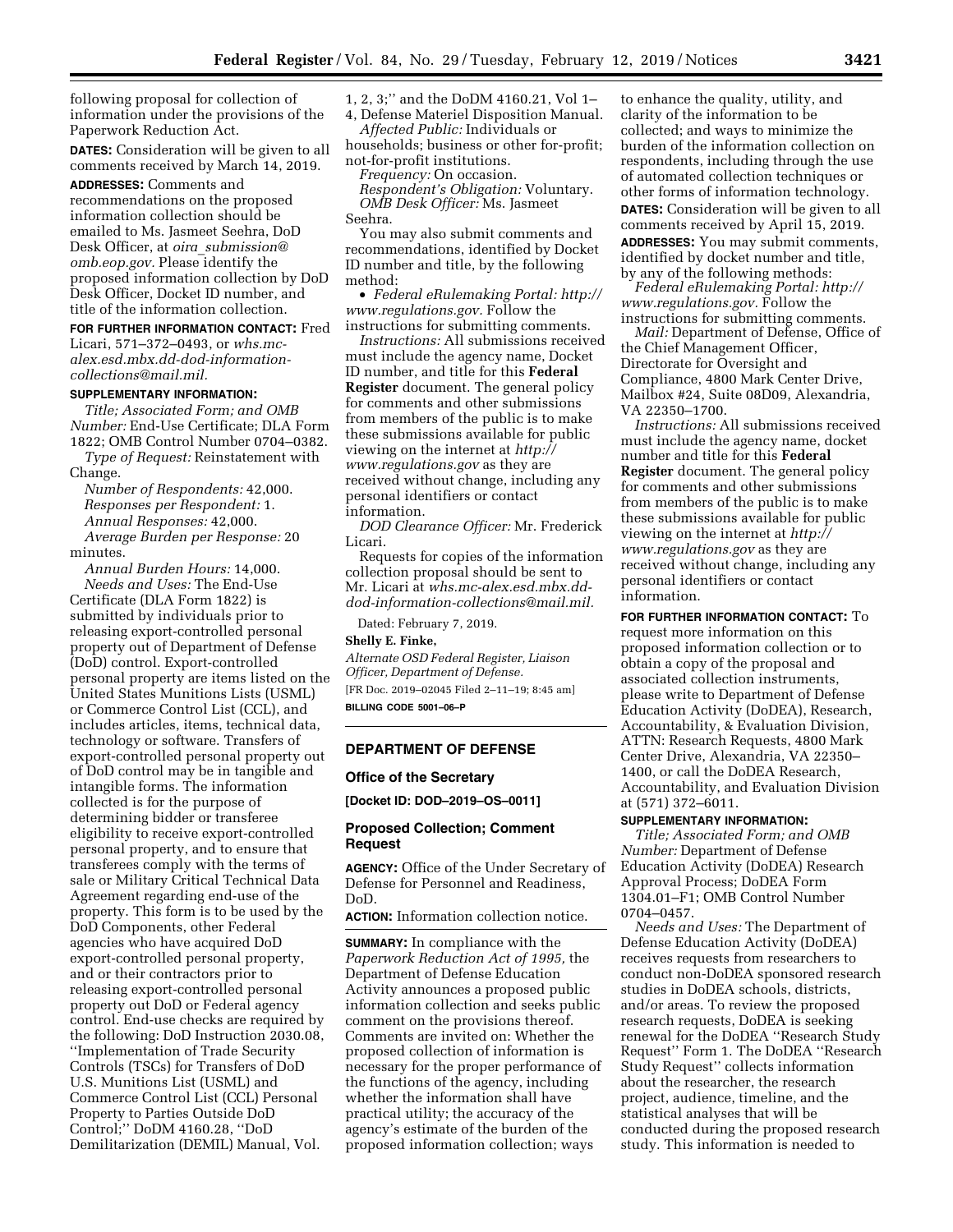following proposal for collection of information under the provisions of the Paperwork Reduction Act.

**DATES:** Consideration will be given to all comments received by March 14, 2019.

**ADDRESSES:** Comments and recommendations on the proposed information collection should be emailed to Ms. Jasmeet Seehra, DoD Desk Officer, at *oira_submission@omb.eop.gov*. Please identify the proposed information collection by DoD Desk Officer, Docket ID number, and title of the information collection.

**FOR FURTHER INFORMATION CONTACT:** Fred Licari, 571–372–0493, or *whs.mc-alex.esd.mbx.dd-dod-information-collections@mail.mil*.

**SUPPLEMENTARY INFORMATION:**

*Title; Associated Form; and OMB Number:* End-Use Certificate; DLA Form 1822; OMB Control Number 0704–0382.

*Type of Request:* Reinstatement with Change.

*Number of Respondents:* 42,000.

*Responses per Respondent:* 1.

*Annual Responses:* 42,000.

*Average Burden per Response:* 20 minutes.

*Annual Burden Hours:* 14,000.

*Needs and Uses:* The End-Use Certificate (DLA Form 1822) is submitted by individuals prior to releasing export-controlled personal property out of Department of Defense (DoD) control. Export-controlled personal property are items listed on the United States Munitions Lists (USML) or Commerce Control List (CCL), and includes articles, items, technical data, technology or software. Transfers of export-controlled personal property out of DoD control may be in tangible and intangible forms. The information collected is for the purpose of determining bidder or transferee eligibility to receive export-controlled personal property, and to ensure that transferees comply with the terms of sale or Military Critical Technical Data Agreement regarding end-use of the property. This form is to be used by the DoD Components, other Federal agencies who have acquired DoD export-controlled personal property, and or their contractors prior to releasing export-controlled personal property out DoD or Federal agency control. End-use checks are required by the following: DoD Instruction 2030.08, ''Implementation of Trade Security Controls (TSCs) for Transfers of DoD U.S. Munitions List (USML) and Commerce Control List (CCL) Personal Property to Parties Outside DoD Control;'' DoDM 4160.28, ''DoD Demilitarization (DEMIL) Manual, Vol. 1, 2, 3;'' and the DoDM 4160.21, Vol 1–4, Defense Materiel Disposition Manual.

*Affected Public:* Individuals or households; business or other for-profit; not-for-profit institutions.

*Frequency:* On occasion.

*Respondent's Obligation:* Voluntary.

*OMB Desk Officer:* Ms. Jasmeet Seehra.

You may also submit comments and recommendations, identified by Docket ID number and title, by the following method:

- *Federal eRulemaking Portal: http://www.regulations.gov*. Follow the instructions for submitting comments.

*Instructions:* All submissions received must include the agency name, Docket ID number, and title for this **Federal Register** document. The general policy for comments and other submissions from members of the public is to make these submissions available for public viewing on the internet at *http://www.regulations.gov* as they are received without change, including any personal identifiers or contact information.

*DOD Clearance Officer:* Mr. Frederick Licari.

Requests for copies of the information collection proposal should be sent to Mr. Licari at *whs.mc-alex.esd.mbx.dd-dod-information-collections@mail.mil*.

Dated: February 7, 2019.

**Shelly E. Finke,**

*Alternate OSD Federal Register, Liaison Officer, Department of Defense.*

[FR Doc. 2019–02045 Filed 2–11–19; 8:45 am]

**BILLING CODE 5001–06–P**

## DEPARTMENT OF DEFENSE

### Office of the Secretary

**[Docket ID: DOD–2019–OS–0011]**

### Proposed Collection; Comment Request

**AGENCY:** Office of the Under Secretary of Defense for Personnel and Readiness, DoD.

**ACTION:** Information collection notice.

**SUMMARY:** In compliance with the *Paperwork Reduction Act of 1995*, the Department of Defense Education Activity announces a proposed public information collection and seeks public comment on the provisions thereof. Comments are invited on: Whether the proposed collection of information is necessary for the proper performance of the functions of the agency, including whether the information shall have practical utility; the accuracy of the agency's estimate of the burden of the proposed information collection; ways to enhance the quality, utility, and clarity of the information to be collected; and ways to minimize the burden of the information collection on respondents, including through the use of automated collection techniques or other forms of information technology.

**DATES:** Consideration will be given to all comments received by April 15, 2019.

**ADDRESSES:** You may submit comments, identified by docket number and title, by any of the following methods:

*Federal eRulemaking Portal: http://www.regulations.gov*. Follow the instructions for submitting comments.

*Mail:* Department of Defense, Office of the Chief Management Officer, Directorate for Oversight and Compliance, 4800 Mark Center Drive, Mailbox #24, Suite 08D09, Alexandria, VA 22350–1700.

*Instructions:* All submissions received must include the agency name, docket number and title for this **Federal Register** document. The general policy for comments and other submissions from members of the public is to make these submissions available for public viewing on the internet at *http://www.regulations.gov* as they are received without change, including any personal identifiers or contact information.

**FOR FURTHER INFORMATION CONTACT:** To request more information on this proposed information collection or to obtain a copy of the proposal and associated collection instruments, please write to Department of Defense Education Activity (DoDEA), Research, Accountability, & Evaluation Division, ATTN: Research Requests, 4800 Mark Center Drive, Alexandria, VA 22350–1400, or call the DoDEA Research, Accountability, and Evaluation Division at (571) 372–6011.

**SUPPLEMENTARY INFORMATION:**

*Title; Associated Form; and OMB Number:* Department of Defense Education Activity (DoDEA) Research Approval Process; DoDEA Form 1304.01–F1; OMB Control Number 0704–0457.

*Needs and Uses:* The Department of Defense Education Activity (DoDEA) receives requests from researchers to conduct non-DoDEA sponsored research studies in DoDEA schools, districts, and/or areas. To review the proposed research requests, DoDEA is seeking renewal for the DoDEA ''Research Study Request'' Form 1. The DoDEA ''Research Study Request'' collects information about the researcher, the research project, audience, timeline, and the statistical analyses that will be conducted during the proposed research study. This information is needed to